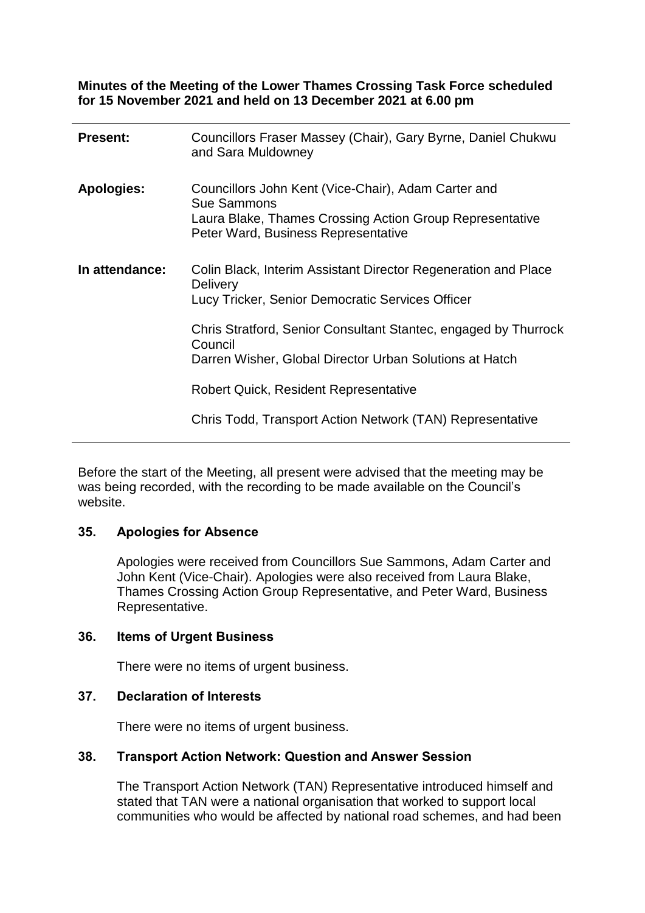**Minutes of the Meeting of the Lower Thames Crossing Task Force scheduled for 15 November 2021 and held on 13 December 2021 at 6.00 pm**

| | |
|---|---|
| **Present:** | Councillors Fraser Massey (Chair), Gary Byrne, Daniel Chukwu and Sara Muldowney |
| **Apologies:** | Councillors John Kent (Vice-Chair), Adam Carter and Sue Sammons<br>Laura Blake, Thames Crossing Action Group Representative<br>Peter Ward, Business Representative |
| **In attendance:** | Colin Black, Interim Assistant Director Regeneration and Place Delivery<br>Lucy Tricker, Senior Democratic Services Officer<br><br>Chris Stratford, Senior Consultant Stantec, engaged by Thurrock Council<br>Darren Wisher, Global Director Urban Solutions at Hatch<br><br>Robert Quick, Resident Representative<br><br>Chris Todd, Transport Action Network (TAN) Representative |

Before the start of the Meeting, all present were advised that the meeting may be was being recorded, with the recording to be made available on the Council's website.

## 35. Apologies for Absence

Apologies were received from Councillors Sue Sammons, Adam Carter and John Kent (Vice-Chair). Apologies were also received from Laura Blake, Thames Crossing Action Group Representative, and Peter Ward, Business Representative.

## 36. Items of Urgent Business

There were no items of urgent business.

## 37. Declaration of Interests

There were no items of urgent business.

## 38. Transport Action Network: Question and Answer Session

The Transport Action Network (TAN) Representative introduced himself and stated that TAN were a national organisation that worked to support local communities who would be affected by national road schemes, and had been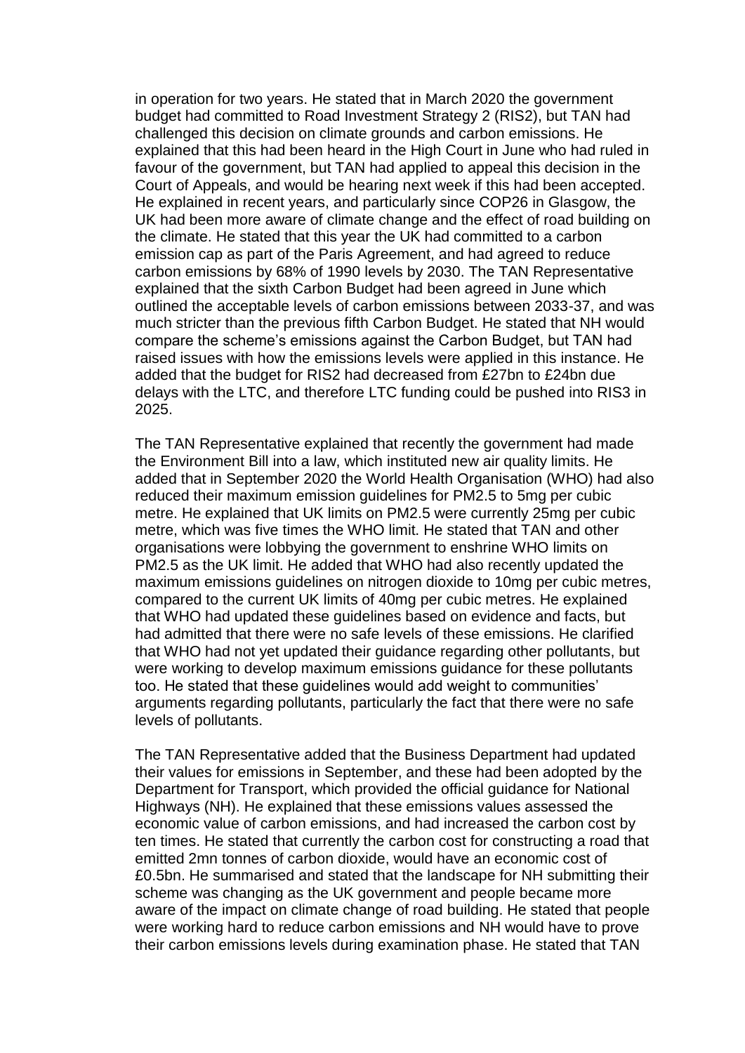in operation for two years. He stated that in March 2020 the government budget had committed to Road Investment Strategy 2 (RIS2), but TAN had challenged this decision on climate grounds and carbon emissions. He explained that this had been heard in the High Court in June who had ruled in favour of the government, but TAN had applied to appeal this decision in the Court of Appeals, and would be hearing next week if this had been accepted. He explained in recent years, and particularly since COP26 in Glasgow, the UK had been more aware of climate change and the effect of road building on the climate. He stated that this year the UK had committed to a carbon emission cap as part of the Paris Agreement, and had agreed to reduce carbon emissions by 68% of 1990 levels by 2030. The TAN Representative explained that the sixth Carbon Budget had been agreed in June which outlined the acceptable levels of carbon emissions between 2033-37, and was much stricter than the previous fifth Carbon Budget. He stated that NH would compare the scheme's emissions against the Carbon Budget, but TAN had raised issues with how the emissions levels were applied in this instance. He added that the budget for RIS2 had decreased from £27bn to £24bn due delays with the LTC, and therefore LTC funding could be pushed into RIS3 in 2025.

The TAN Representative explained that recently the government had made the Environment Bill into a law, which instituted new air quality limits. He added that in September 2020 the World Health Organisation (WHO) had also reduced their maximum emission guidelines for PM2.5 to 5mg per cubic metre. He explained that UK limits on PM2.5 were currently 25mg per cubic metre, which was five times the WHO limit. He stated that TAN and other organisations were lobbying the government to enshrine WHO limits on PM2.5 as the UK limit. He added that WHO had also recently updated the maximum emissions guidelines on nitrogen dioxide to 10mg per cubic metres, compared to the current UK limits of 40mg per cubic metres. He explained that WHO had updated these guidelines based on evidence and facts, but had admitted that there were no safe levels of these emissions. He clarified that WHO had not yet updated their guidance regarding other pollutants, but were working to develop maximum emissions guidance for these pollutants too. He stated that these guidelines would add weight to communities' arguments regarding pollutants, particularly the fact that there were no safe levels of pollutants.

The TAN Representative added that the Business Department had updated their values for emissions in September, and these had been adopted by the Department for Transport, which provided the official guidance for National Highways (NH). He explained that these emissions values assessed the economic value of carbon emissions, and had increased the carbon cost by ten times. He stated that currently the carbon cost for constructing a road that emitted 2mn tonnes of carbon dioxide, would have an economic cost of £0.5bn. He summarised and stated that the landscape for NH submitting their scheme was changing as the UK government and people became more aware of the impact on climate change of road building. He stated that people were working hard to reduce carbon emissions and NH would have to prove their carbon emissions levels during examination phase. He stated that TAN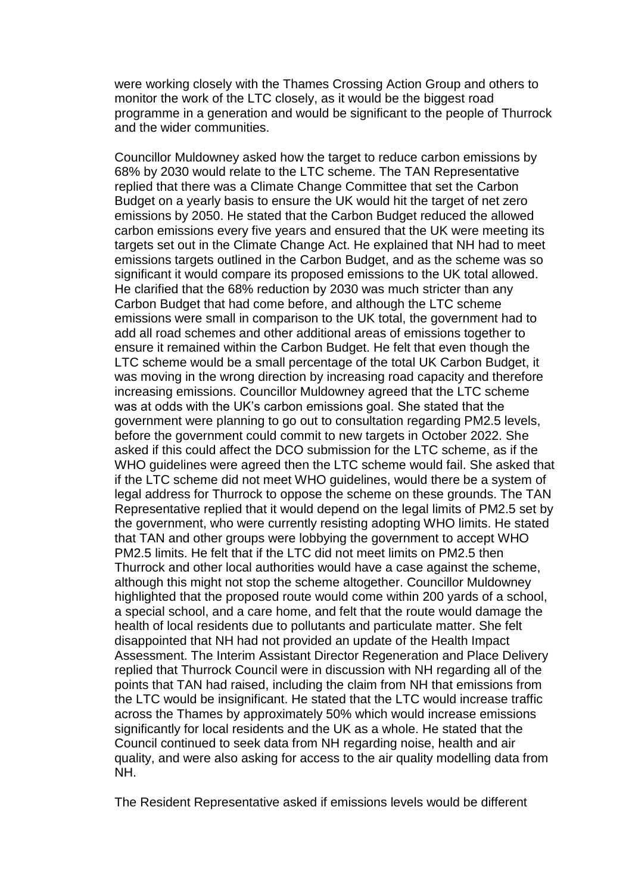were working closely with the Thames Crossing Action Group and others to monitor the work of the LTC closely, as it would be the biggest road programme in a generation and would be significant to the people of Thurrock and the wider communities.

Councillor Muldowney asked how the target to reduce carbon emissions by 68% by 2030 would relate to the LTC scheme. The TAN Representative replied that there was a Climate Change Committee that set the Carbon Budget on a yearly basis to ensure the UK would hit the target of net zero emissions by 2050. He stated that the Carbon Budget reduced the allowed carbon emissions every five years and ensured that the UK were meeting its targets set out in the Climate Change Act. He explained that NH had to meet emissions targets outlined in the Carbon Budget, and as the scheme was so significant it would compare its proposed emissions to the UK total allowed. He clarified that the 68% reduction by 2030 was much stricter than any Carbon Budget that had come before, and although the LTC scheme emissions were small in comparison to the UK total, the government had to add all road schemes and other additional areas of emissions together to ensure it remained within the Carbon Budget. He felt that even though the LTC scheme would be a small percentage of the total UK Carbon Budget, it was moving in the wrong direction by increasing road capacity and therefore increasing emissions. Councillor Muldowney agreed that the LTC scheme was at odds with the UK's carbon emissions goal. She stated that the government were planning to go out to consultation regarding PM2.5 levels, before the government could commit to new targets in October 2022. She asked if this could affect the DCO submission for the LTC scheme, as if the WHO guidelines were agreed then the LTC scheme would fail. She asked that if the LTC scheme did not meet WHO guidelines, would there be a system of legal address for Thurrock to oppose the scheme on these grounds. The TAN Representative replied that it would depend on the legal limits of PM2.5 set by the government, who were currently resisting adopting WHO limits. He stated that TAN and other groups were lobbying the government to accept WHO PM2.5 limits. He felt that if the LTC did not meet limits on PM2.5 then Thurrock and other local authorities would have a case against the scheme, although this might not stop the scheme altogether. Councillor Muldowney highlighted that the proposed route would come within 200 yards of a school, a special school, and a care home, and felt that the route would damage the health of local residents due to pollutants and particulate matter. She felt disappointed that NH had not provided an update of the Health Impact Assessment. The Interim Assistant Director Regeneration and Place Delivery replied that Thurrock Council were in discussion with NH regarding all of the points that TAN had raised, including the claim from NH that emissions from the LTC would be insignificant. He stated that the LTC would increase traffic across the Thames by approximately 50% which would increase emissions significantly for local residents and the UK as a whole. He stated that the Council continued to seek data from NH regarding noise, health and air quality, and were also asking for access to the air quality modelling data from NH.

The Resident Representative asked if emissions levels would be different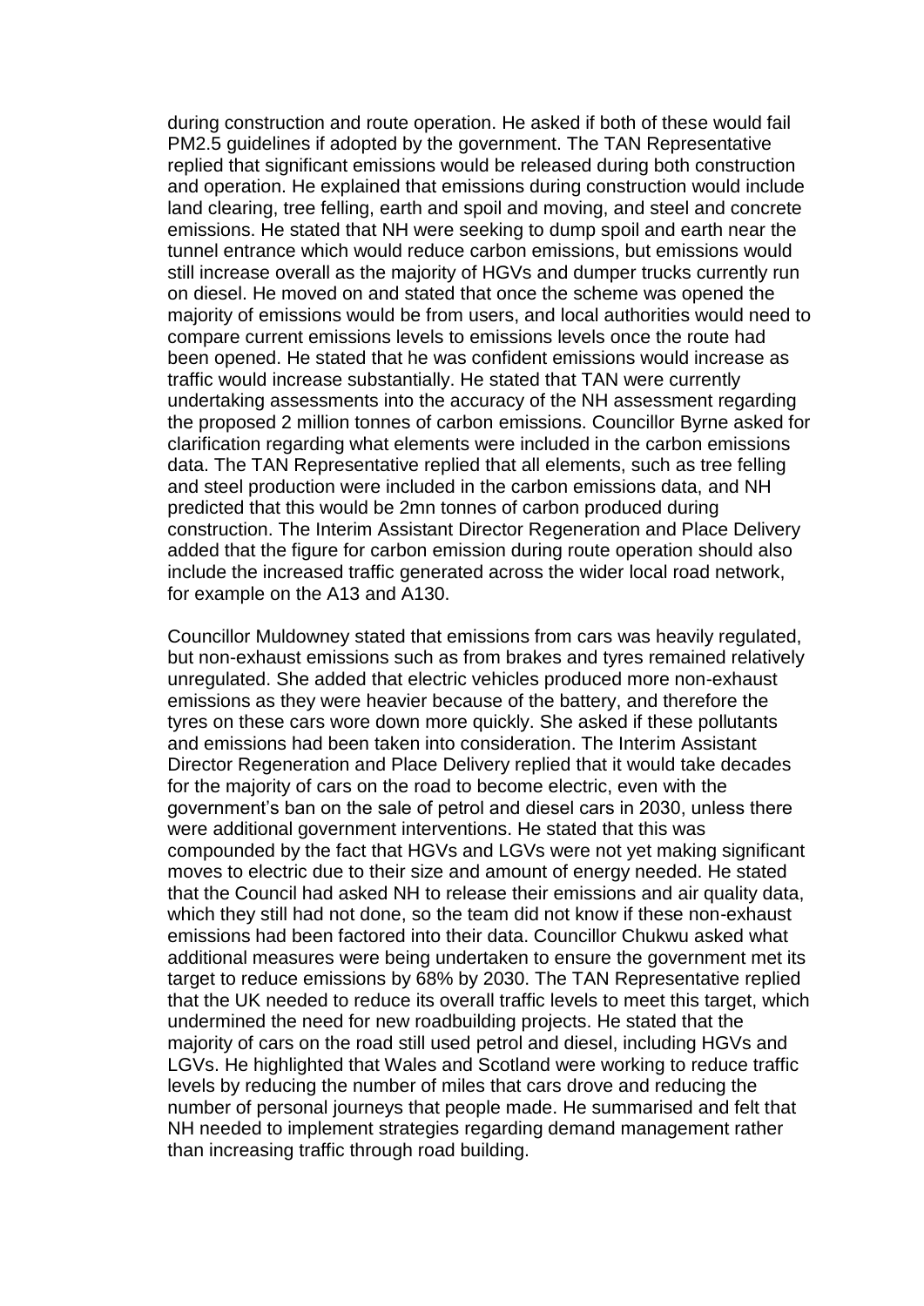during construction and route operation. He asked if both of these would fail PM2.5 guidelines if adopted by the government. The TAN Representative replied that significant emissions would be released during both construction and operation. He explained that emissions during construction would include land clearing, tree felling, earth and spoil and moving, and steel and concrete emissions. He stated that NH were seeking to dump spoil and earth near the tunnel entrance which would reduce carbon emissions, but emissions would still increase overall as the majority of HGVs and dumper trucks currently run on diesel. He moved on and stated that once the scheme was opened the majority of emissions would be from users, and local authorities would need to compare current emissions levels to emissions levels once the route had been opened. He stated that he was confident emissions would increase as traffic would increase substantially. He stated that TAN were currently undertaking assessments into the accuracy of the NH assessment regarding the proposed 2 million tonnes of carbon emissions. Councillor Byrne asked for clarification regarding what elements were included in the carbon emissions data. The TAN Representative replied that all elements, such as tree felling and steel production were included in the carbon emissions data, and NH predicted that this would be 2mn tonnes of carbon produced during construction. The Interim Assistant Director Regeneration and Place Delivery added that the figure for carbon emission during route operation should also include the increased traffic generated across the wider local road network, for example on the A13 and A130.

Councillor Muldowney stated that emissions from cars was heavily regulated, but non-exhaust emissions such as from brakes and tyres remained relatively unregulated. She added that electric vehicles produced more non-exhaust emissions as they were heavier because of the battery, and therefore the tyres on these cars wore down more quickly. She asked if these pollutants and emissions had been taken into consideration. The Interim Assistant Director Regeneration and Place Delivery replied that it would take decades for the majority of cars on the road to become electric, even with the government's ban on the sale of petrol and diesel cars in 2030, unless there were additional government interventions. He stated that this was compounded by the fact that HGVs and LGVs were not yet making significant moves to electric due to their size and amount of energy needed. He stated that the Council had asked NH to release their emissions and air quality data, which they still had not done, so the team did not know if these non-exhaust emissions had been factored into their data. Councillor Chukwu asked what additional measures were being undertaken to ensure the government met its target to reduce emissions by 68% by 2030. The TAN Representative replied that the UK needed to reduce its overall traffic levels to meet this target, which undermined the need for new roadbuilding projects. He stated that the majority of cars on the road still used petrol and diesel, including HGVs and LGVs. He highlighted that Wales and Scotland were working to reduce traffic levels by reducing the number of miles that cars drove and reducing the number of personal journeys that people made. He summarised and felt that NH needed to implement strategies regarding demand management rather than increasing traffic through road building.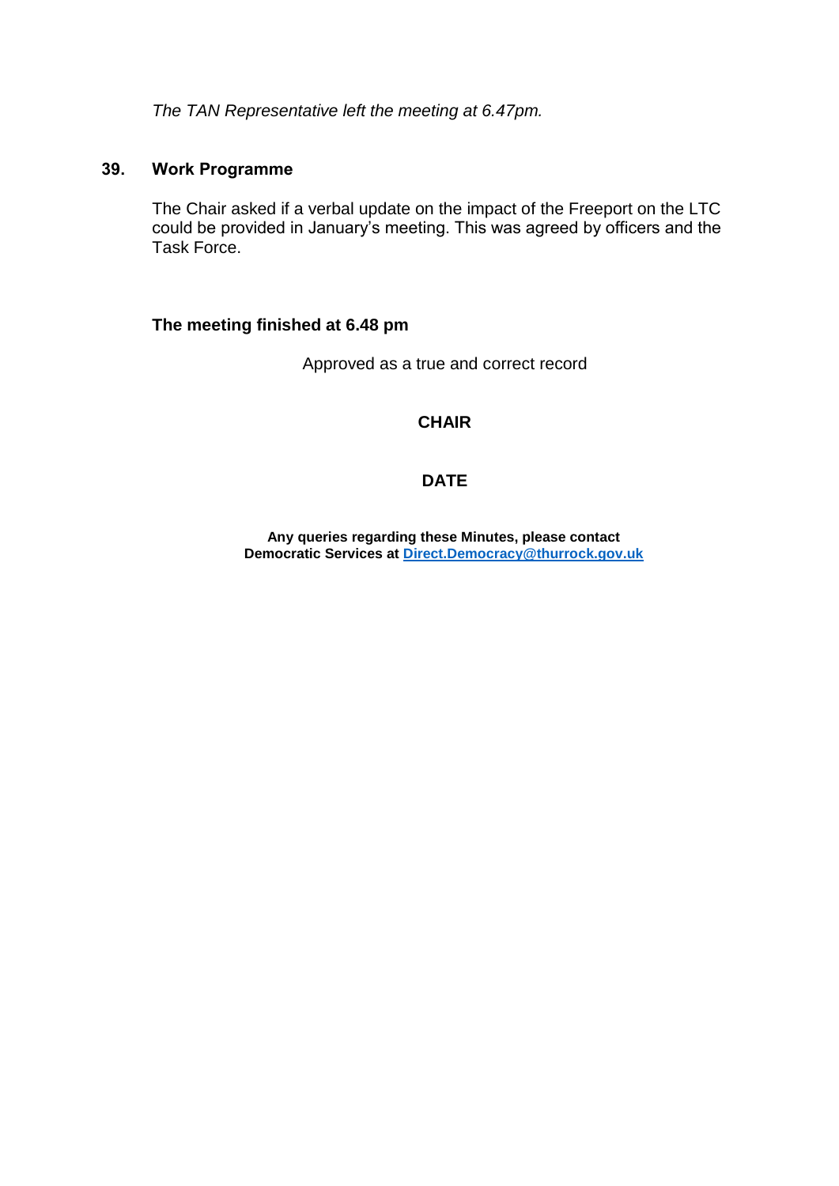*The TAN Representative left the meeting at 6.47pm.*

## 39. Work Programme

The Chair asked if a verbal update on the impact of the Freeport on the LTC could be provided in January's meeting. This was agreed by officers and the Task Force.

**The meeting finished at 6.48 pm**

Approved as a true and correct record

**CHAIR**

**DATE**

**Any queries regarding these Minutes, please contact Democratic Services at Direct.Democracy@thurrock.gov.uk**